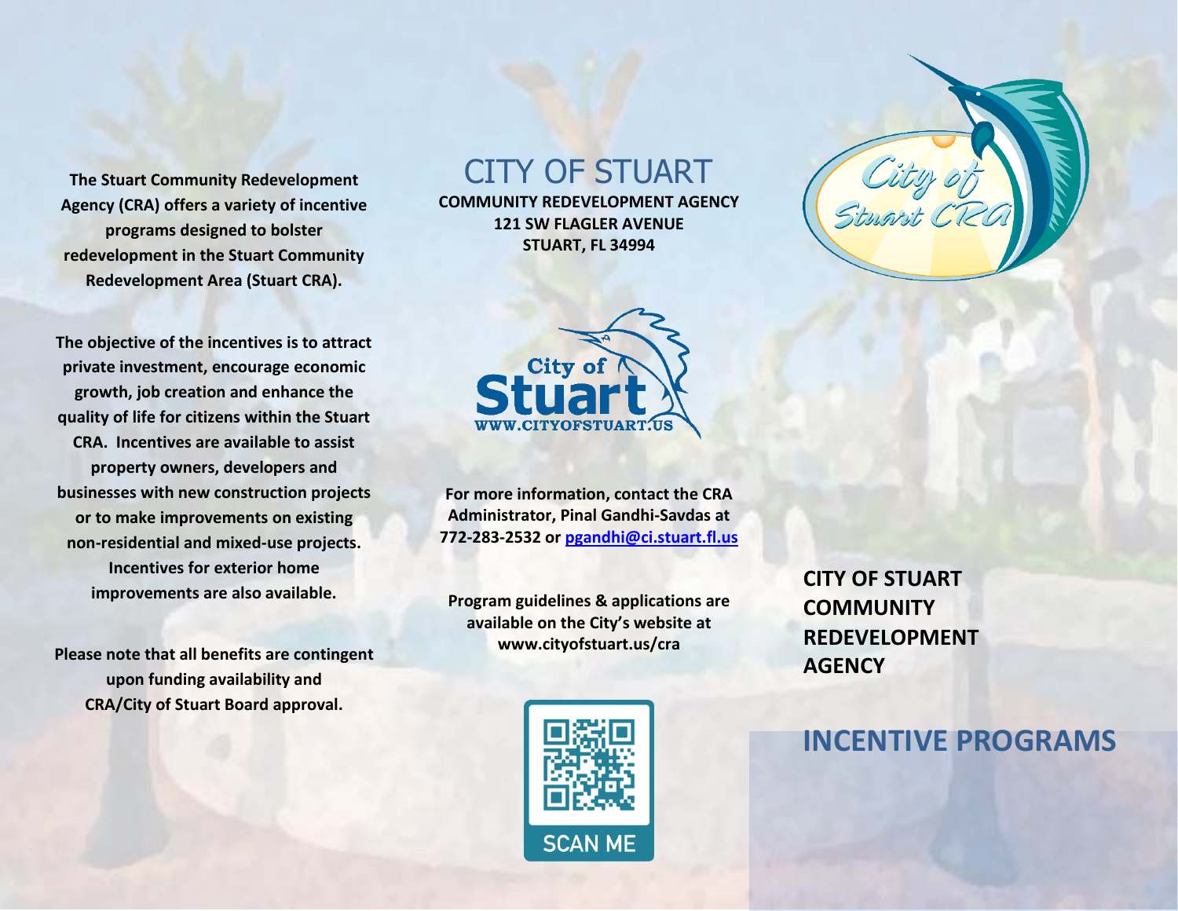The Stuart Community Redevelopment Agency (CRA) offers a variety of incentive programs designed to bolster redevelopment in the Stuart Community Redevelopment Area (Stuart CRA).

The objective of the incentives is to attract private investment, encourage economic growth, job creation and enhance the quality of life for citizens within the Stuart CRA. Incentives are available to assist property owners, developers and businesses with new construction projects or to make improvements on existing non-residential and mixed-use projects. Incentives for exterior home improvements are also available.

Please note that all benefits are contingent upon funding availability and CRA/City of Stuart Board approval.

# CITY OF STUART

**COMMUNITY REDEVELOPMENT AGENCY**
**121 SW FLAGLER AVENUE**
**STUART, FL 34994**

City of Stuart
WWW.CITYOFSTUART.US

**For more information, contact the CRA Administrator, Pinal Gandhi-Savdas at 772-283-2532 or pgandhi@ci.stuart.fl.us**

**Program guidelines & applications are available on the City's website at www.cityofstuart.us/cra**

SCAN ME

City of Stuart CRA

**CITY OF STUART COMMUNITY REDEVELOPMENT AGENCY**

## INCENTIVE PROGRAMS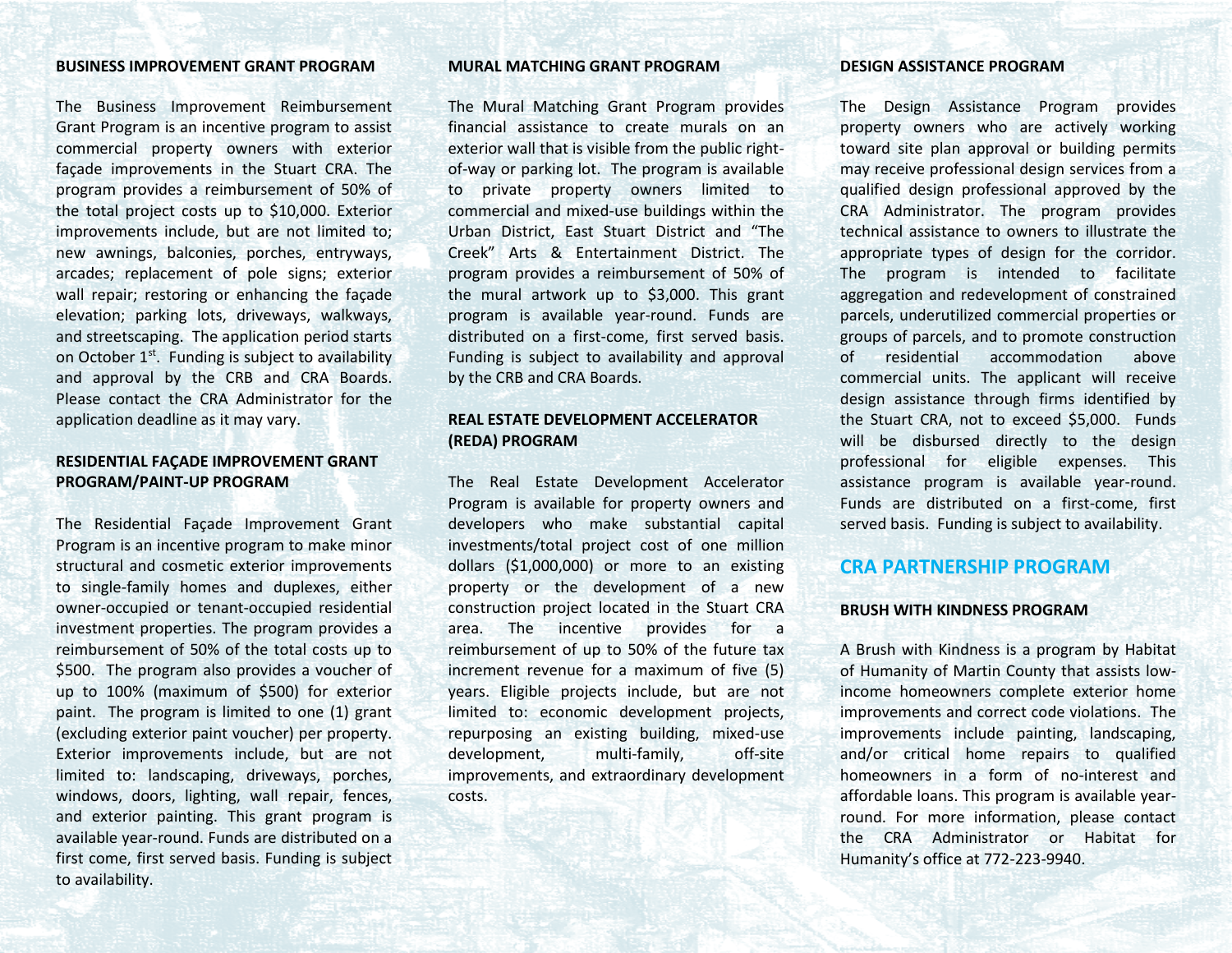### BUSINESS IMPROVEMENT GRANT PROGRAM

The Business Improvement Reimbursement Grant Program is an incentive program to assist commercial property owners with exterior façade improvements in the Stuart CRA. The program provides a reimbursement of 50% of the total project costs up to $10,000. Exterior improvements include, but are not limited to; new awnings, balconies, porches, entryways, arcades; replacement of pole signs; exterior wall repair; restoring or enhancing the façade elevation; parking lots, driveways, walkways, and streetscaping. The application period starts on October 1st. Funding is subject to availability and approval by the CRB and CRA Boards. Please contact the CRA Administrator for the application deadline as it may vary.

### RESIDENTIAL FAÇADE IMPROVEMENT GRANT PROGRAM/PAINT-UP PROGRAM

The Residential Façade Improvement Grant Program is an incentive program to make minor structural and cosmetic exterior improvements to single-family homes and duplexes, either owner-occupied or tenant-occupied residential investment properties. The program provides a reimbursement of 50% of the total costs up to $500. The program also provides a voucher of up to 100% (maximum of $500) for exterior paint. The program is limited to one (1) grant (excluding exterior paint voucher) per property. Exterior improvements include, but are not limited to: landscaping, driveways, porches, windows, doors, lighting, wall repair, fences, and exterior painting. This grant program is available year-round. Funds are distributed on a first come, first served basis. Funding is subject to availability.

### MURAL MATCHING GRANT PROGRAM

The Mural Matching Grant Program provides financial assistance to create murals on an exterior wall that is visible from the public right-of-way or parking lot. The program is available to private property owners limited to commercial and mixed-use buildings within the Urban District, East Stuart District and "The Creek" Arts & Entertainment District. The program provides a reimbursement of 50% of the mural artwork up to $3,000. This grant program is available year-round. Funds are distributed on a first-come, first served basis. Funding is subject to availability and approval by the CRB and CRA Boards.

### REAL ESTATE DEVELOPMENT ACCELERATOR (REDA) PROGRAM

The Real Estate Development Accelerator Program is available for property owners and developers who make substantial capital investments/total project cost of one million dollars ($1,000,000) or more to an existing property or the development of a new construction project located in the Stuart CRA area. The incentive provides for a reimbursement of up to 50% of the future tax increment revenue for a maximum of five (5) years. Eligible projects include, but are not limited to: economic development projects, repurposing an existing building, mixed-use development, multi-family, off-site improvements, and extraordinary development costs.

### DESIGN ASSISTANCE PROGRAM

The Design Assistance Program provides property owners who are actively working toward site plan approval or building permits may receive professional design services from a qualified design professional approved by the CRA Administrator. The program provides technical assistance to owners to illustrate the appropriate types of design for the corridor. The program is intended to facilitate aggregation and redevelopment of constrained parcels, underutilized commercial properties or groups of parcels, and to promote construction of residential accommodation above commercial units. The applicant will receive design assistance through firms identified by the Stuart CRA, not to exceed $5,000. Funds will be disbursed directly to the design professional for eligible expenses. This assistance program is available year-round. Funds are distributed on a first-come, first served basis. Funding is subject to availability.

## CRA PARTNERSHIP PROGRAM

### BRUSH WITH KINDNESS PROGRAM

A Brush with Kindness is a program by Habitat of Humanity of Martin County that assists low-income homeowners complete exterior home improvements and correct code violations. The improvements include painting, landscaping, and/or critical home repairs to qualified homeowners in a form of no-interest and affordable loans. This program is available year-round. For more information, please contact the CRA Administrator or Habitat for Humanity's office at 772-223-9940.